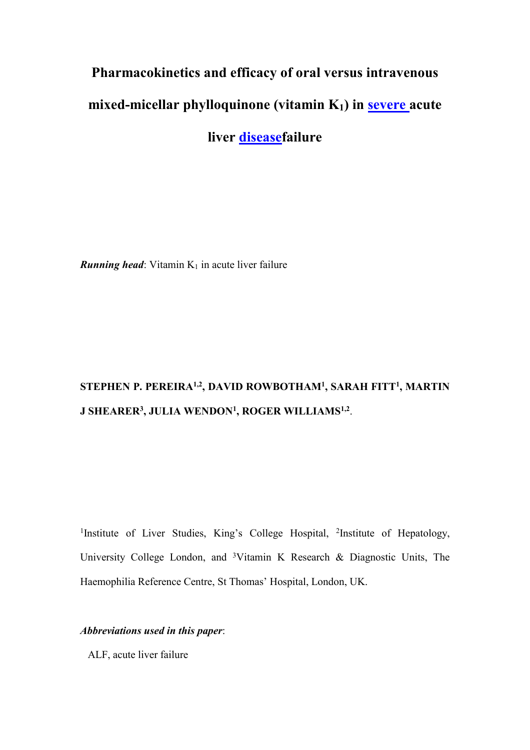# Pharmacokinetics and efficacy of oral versus intravenous mixed-micellar phylloquinone (vitamin $K_1$) in severe acute liver diseasefailure

***Running head***: Vitamin $K_1$ in acute liver failure

**STEPHEN P. PEREIRA[1,2], DAVID ROWBOTHAM[1], SARAH FITT[1], MARTIN J SHEARER[3], JULIA WENDON[1], ROGER WILLIAMS[1,2].**

[1]Institute of Liver Studies, King's College Hospital, [2]Institute of Hepatology, University College London, and [3]Vitamin K Research & Diagnostic Units, The Haemophilia Reference Centre, St Thomas' Hospital, London, UK.

***Abbreviations used in this paper***:

ALF, acute liver failure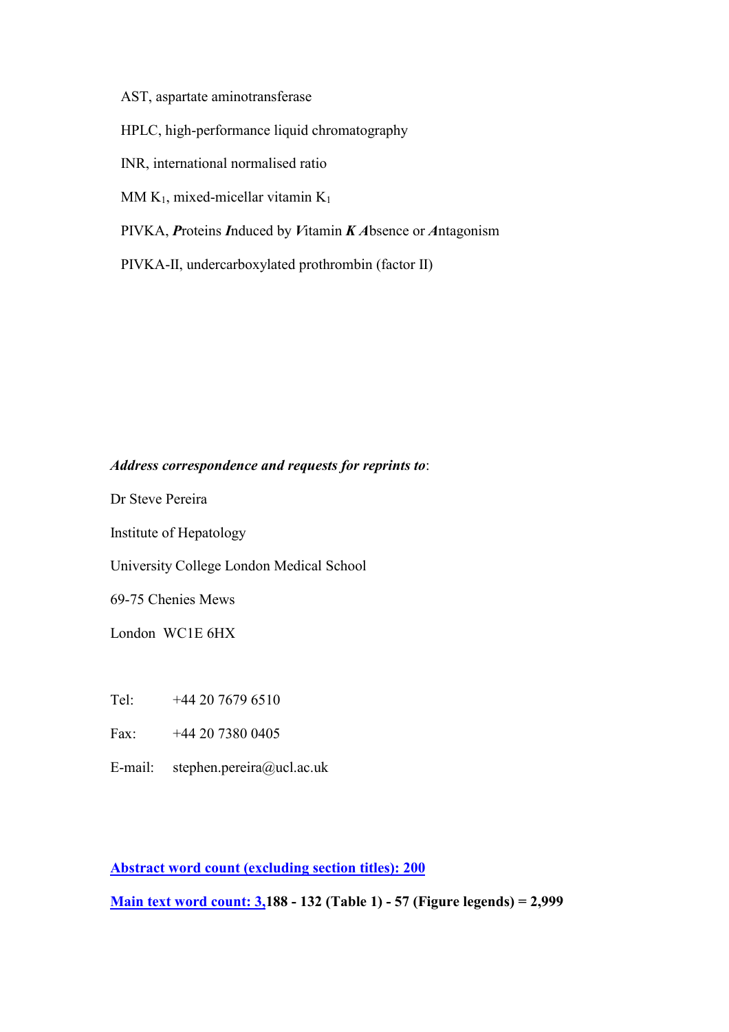AST, aspartate aminotransferase

HPLC, high-performance liquid chromatography

INR, international normalised ratio

MM $K_1$, mixed-micellar vitamin $K_1$

PIVKA, ***P***roteins ***I***nduced by ***V***itamin ***K*** ***A***bsence or ***A***ntagonism

PIVKA-II, undercarboxylated prothrombin (factor II)

***Address correspondence and requests for reprints to***:

Dr Steve Pereira

Institute of Hepatology

University College London Medical School

69-75 Chenies Mews

London WC1E 6HX

Tel: +44 20 7679 6510

Fax: +44 20 7380 0405

E-mail: stephen.pereira@ucl.ac.uk

**Abstract word count (excluding section titles): 200**

**Main text word count: 3,188 - 132 (Table 1) - 57 (Figure legends) = 2,999**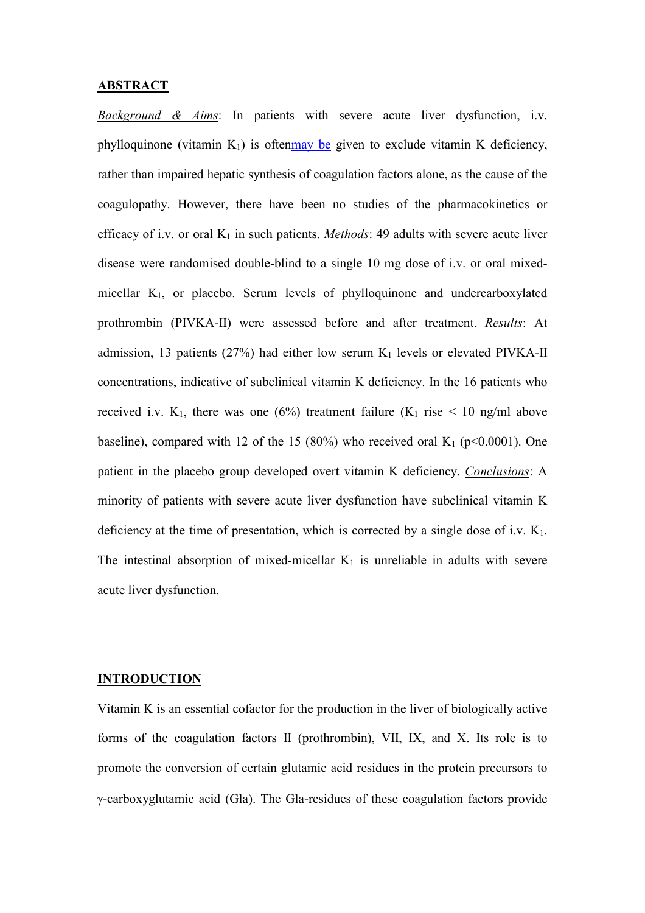## ABSTRACT

*Background & Aims*: In patients with severe acute liver dysfunction, i.v. phylloquinone (vitamin $K_1$) is oftenmay be given to exclude vitamin K deficiency, rather than impaired hepatic synthesis of coagulation factors alone, as the cause of the coagulopathy. However, there have been no studies of the pharmacokinetics or efficacy of i.v. or oral $K_1$ in such patients. *Methods*: 49 adults with severe acute liver disease were randomised double-blind to a single 10 mg dose of i.v. or oral mixed-micellar $K_1$, or placebo. Serum levels of phylloquinone and undercarboxylated prothrombin (PIVKA-II) were assessed before and after treatment. *Results*: At admission, 13 patients (27%) had either low serum $K_1$ levels or elevated PIVKA-II concentrations, indicative of subclinical vitamin K deficiency. In the 16 patients who received i.v. $K_1$, there was one (6%) treatment failure ($K_1$ rise < 10 ng/ml above baseline), compared with 12 of the 15 (80%) who received oral $K_1$ ($p<0.0001$). One patient in the placebo group developed overt vitamin K deficiency. *Conclusions*: A minority of patients with severe acute liver dysfunction have subclinical vitamin K deficiency at the time of presentation, which is corrected by a single dose of i.v. $K_1$. The intestinal absorption of mixed-micellar $K_1$ is unreliable in adults with severe acute liver dysfunction.

## INTRODUCTION

Vitamin K is an essential cofactor for the production in the liver of biologically active forms of the coagulation factors II (prothrombin), VII, IX, and X. Its role is to promote the conversion of certain glutamic acid residues in the protein precursors to γ-carboxyglutamic acid (Gla). The Gla-residues of these coagulation factors provide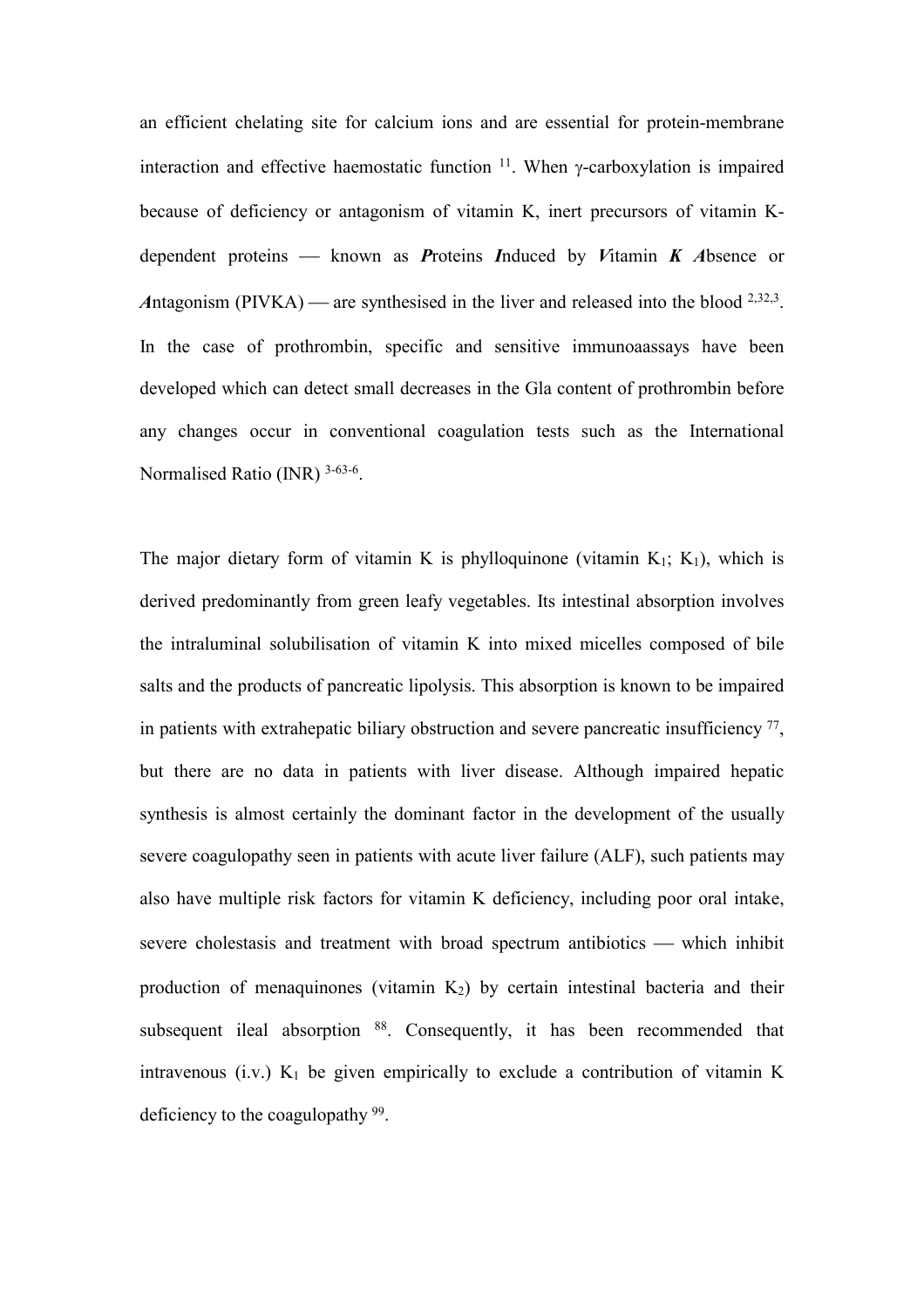an efficient chelating site for calcium ions and are essential for protein-membrane interaction and effective haemostatic function [1]. When γ-carboxylation is impaired because of deficiency or antagonism of vitamin K, inert precursors of vitamin K-dependent proteins — known as ***P**roteins **I**nduced by **V**itamin **K** **A**bsence or **A**ntagonism* (PIVKA) — are synthesised in the liver and released into the blood [2,3]. In the case of prothrombin, specific and sensitive immunoaassays have been developed which can detect small decreases in the Gla content of prothrombin before any changes occur in conventional coagulation tests such as the International Normalised Ratio (INR) [3-6].

The major dietary form of vitamin K is phylloquinone (vitamin $K_1$; $K_1$), which is derived predominantly from green leafy vegetables. Its intestinal absorption involves the intraluminal solubilisation of vitamin K into mixed micelles composed of bile salts and the products of pancreatic lipolysis. This absorption is known to be impaired in patients with extrahepatic biliary obstruction and severe pancreatic insufficiency [7], but there are no data in patients with liver disease. Although impaired hepatic synthesis is almost certainly the dominant factor in the development of the usually severe coagulopathy seen in patients with acute liver failure (ALF), such patients may also have multiple risk factors for vitamin K deficiency, including poor oral intake, severe cholestasis and treatment with broad spectrum antibiotics — which inhibit production of menaquinones (vitamin $K_2$) by certain intestinal bacteria and their subsequent ileal absorption [8]. Consequently, it has been recommended that intravenous (i.v.) $K_1$ be given empirically to exclude a contribution of vitamin K deficiency to the coagulopathy [9].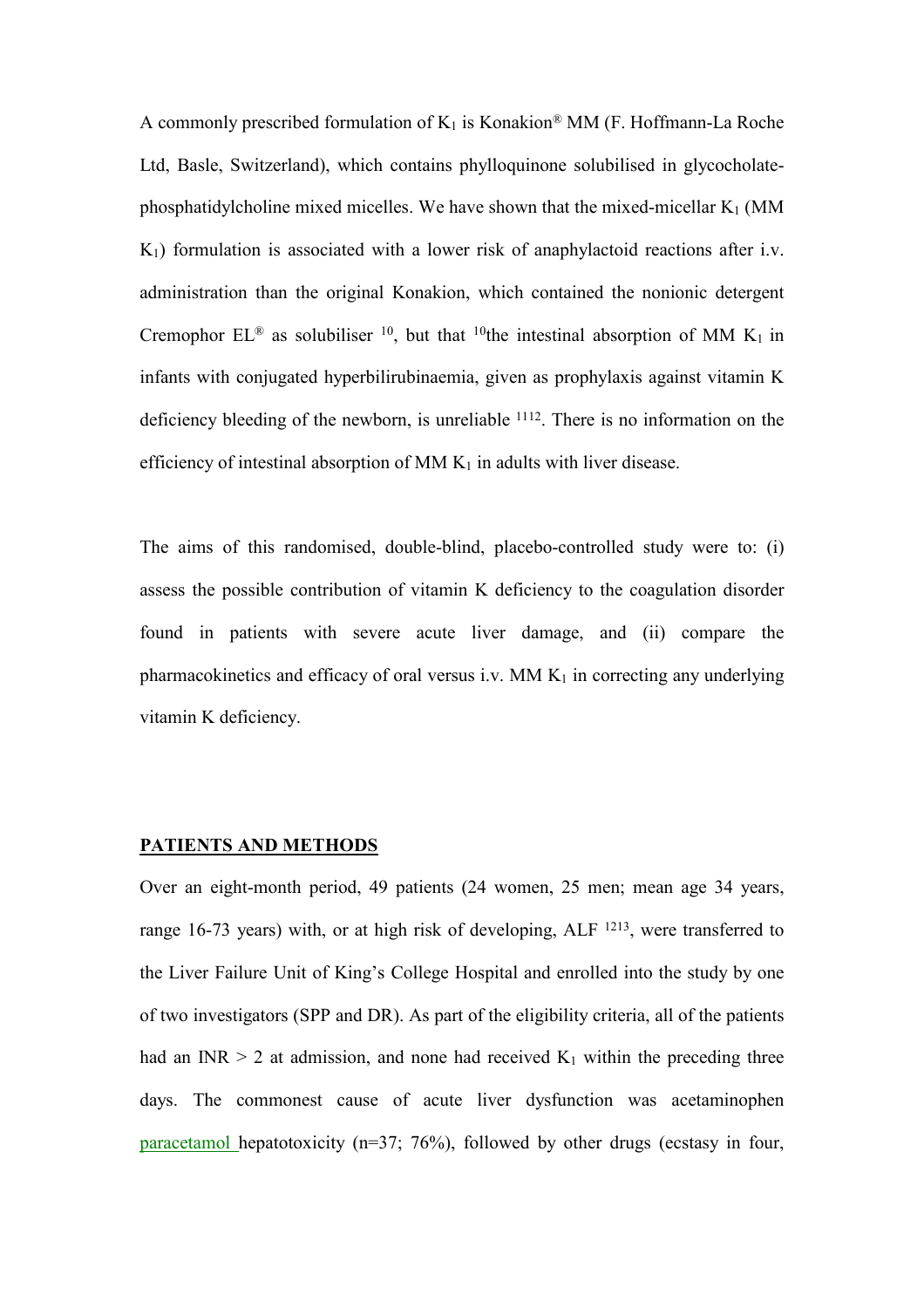A commonly prescribed formulation of $K_1$ is Konakion® MM (F. Hoffmann-La Roche Ltd, Basle, Switzerland), which contains phylloquinone solubilised in glycocholate-phosphatidylcholine mixed micelles. We have shown that the mixed-micellar $K_1$ (MM $K_1$) formulation is associated with a lower risk of anaphylactoid reactions after i.v. administration than the original Konakion, which contained the nonionic detergent Cremophor EL® as solubiliser [10], but that [10]the intestinal absorption of MM $K_1$ in infants with conjugated hyperbilirubinaemia, given as prophylaxis against vitamin K deficiency bleeding of the newborn, is unreliable [1112]. There is no information on the efficiency of intestinal absorption of MM $K_1$ in adults with liver disease.

The aims of this randomised, double-blind, placebo-controlled study were to: (i) assess the possible contribution of vitamin K deficiency to the coagulation disorder found in patients with severe acute liver damage, and (ii) compare the pharmacokinetics and efficacy of oral versus i.v. MM $K_1$ in correcting any underlying vitamin K deficiency.

## PATIENTS AND METHODS

Over an eight-month period, 49 patients (24 women, 25 men; mean age 34 years, range 16-73 years) with, or at high risk of developing, ALF [1213], were transferred to the Liver Failure Unit of King's College Hospital and enrolled into the study by one of two investigators (SPP and DR). As part of the eligibility criteria, all of the patients had an INR > 2 at admission, and none had received $K_1$ within the preceding three days. The commonest cause of acute liver dysfunction was acetaminophen paracetamol hepatotoxicity (n=37; 76%), followed by other drugs (ecstasy in four,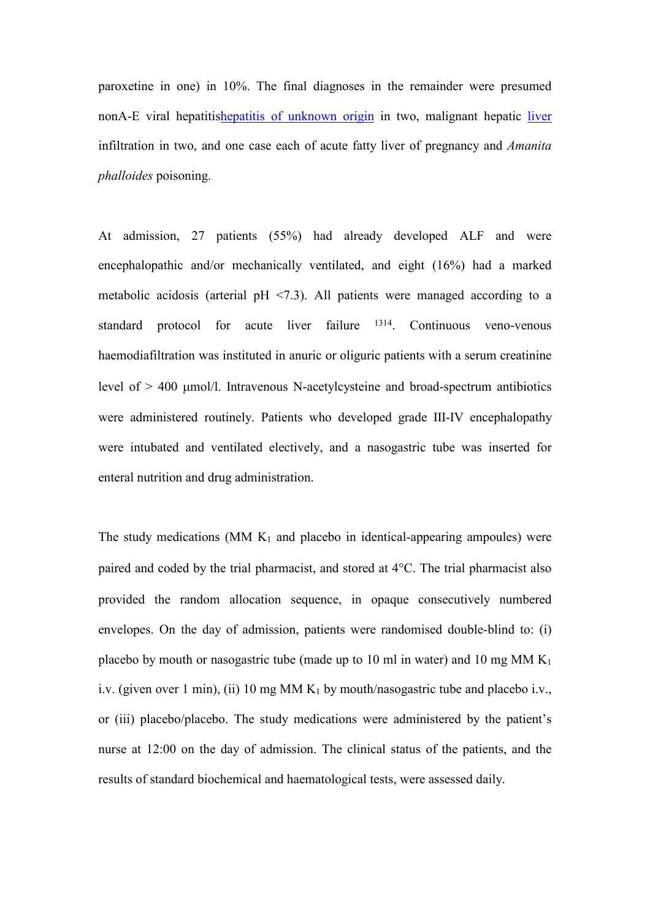paroxetine in one) in 10%. The final diagnoses in the remainder were presumed nonA-E viral hepatitishepatitis of unknown origin in two, malignant hepatic liver infiltration in two, and one case each of acute fatty liver of pregnancy and *Amanita phalloides* poisoning.

At admission, 27 patients (55%) had already developed ALF and were encephalopathic and/or mechanically ventilated, and eight (16%) had a marked metabolic acidosis (arterial pH <7.3). All patients were managed according to a standard protocol for acute liver failure [1314]. Continuous veno-venous haemodiafiltration was instituted in anuric or oliguric patients with a serum creatinine level of > 400 μmol/l. Intravenous N-acetylcysteine and broad-spectrum antibiotics were administered routinely. Patients who developed grade III-IV encephalopathy were intubated and ventilated electively, and a nasogastric tube was inserted for enteral nutrition and drug administration.

The study medications (MM $K_1$ and placebo in identical-appearing ampoules) were paired and coded by the trial pharmacist, and stored at 4°C. The trial pharmacist also provided the random allocation sequence, in opaque consecutively numbered envelopes. On the day of admission, patients were randomised double-blind to: (i) placebo by mouth or nasogastric tube (made up to 10 ml in water) and 10 mg MM $K_1$ i.v. (given over 1 min), (ii) 10 mg MM $K_1$ by mouth/nasogastric tube and placebo i.v., or (iii) placebo/placebo. The study medications were administered by the patient's nurse at 12:00 on the day of admission. The clinical status of the patients, and the results of standard biochemical and haematological tests, were assessed daily.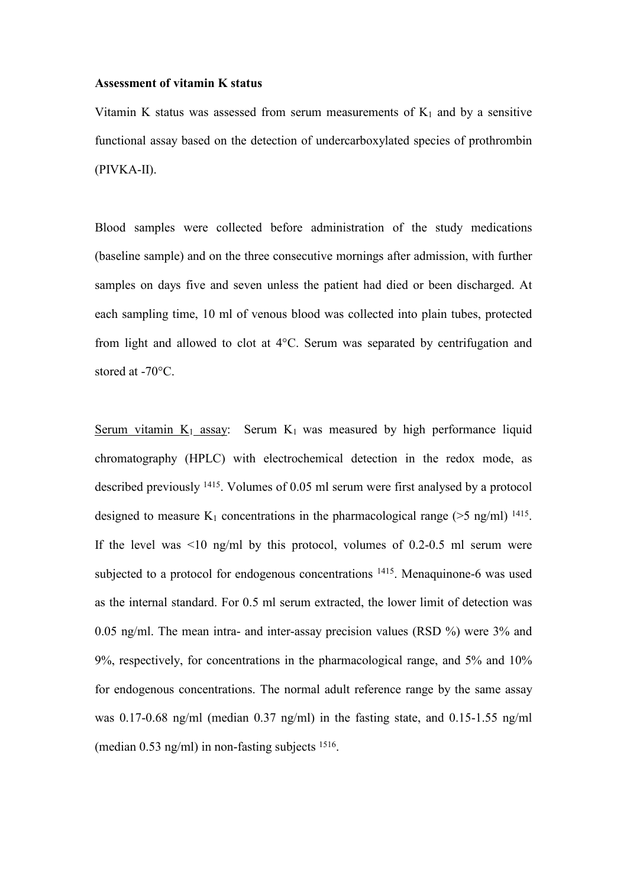**Assessment of vitamin K status**

Vitamin K status was assessed from serum measurements of $K_1$ and by a sensitive functional assay based on the detection of undercarboxylated species of prothrombin (PIVKA-II).

Blood samples were collected before administration of the study medications (baseline sample) and on the three consecutive mornings after admission, with further samples on days five and seven unless the patient had died or been discharged. At each sampling time, 10 ml of venous blood was collected into plain tubes, protected from light and allowed to clot at 4°C. Serum was separated by centrifugation and stored at -70°C.

Serum vitamin $K_1$ assay: Serum $K_1$ was measured by high performance liquid chromatography (HPLC) with electrochemical detection in the redox mode, as described previously [14,15]. Volumes of 0.05 ml serum were first analysed by a protocol designed to measure $K_1$ concentrations in the pharmacological range (>5 ng/ml) [14,15]. If the level was <10 ng/ml by this protocol, volumes of 0.2-0.5 ml serum were subjected to a protocol for endogenous concentrations [14,15]. Menaquinone-6 was used as the internal standard. For 0.5 ml serum extracted, the lower limit of detection was 0.05 ng/ml. The mean intra- and inter-assay precision values (RSD %) were 3% and 9%, respectively, for concentrations in the pharmacological range, and 5% and 10% for endogenous concentrations. The normal adult reference range by the same assay was 0.17-0.68 ng/ml (median 0.37 ng/ml) in the fasting state, and 0.15-1.55 ng/ml (median 0.53 ng/ml) in non-fasting subjects [15,16].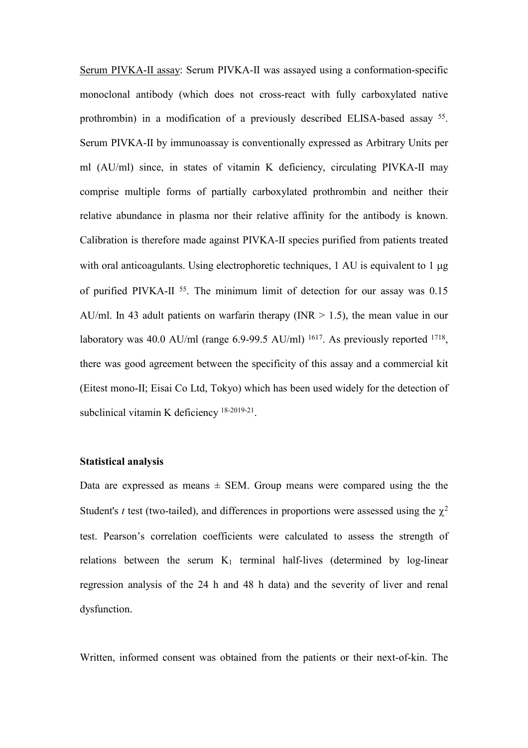Serum PIVKA-II assay: Serum PIVKA-II was assayed using a conformation-specific monoclonal antibody (which does not cross-react with fully carboxylated native prothrombin) in a modification of a previously described ELISA-based assay [55]. Serum PIVKA-II by immunoassay is conventionally expressed as Arbitrary Units per ml (AU/ml) since, in states of vitamin K deficiency, circulating PIVKA-II may comprise multiple forms of partially carboxylated prothrombin and neither their relative abundance in plasma nor their relative affinity for the antibody is known. Calibration is therefore made against PIVKA-II species purified from patients treated with oral anticoagulants. Using electrophoretic techniques, 1 AU is equivalent to 1 μg of purified PIVKA-II [55]. The minimum limit of detection for our assay was 0.15 AU/ml. In 43 adult patients on warfarin therapy (INR > 1.5), the mean value in our laboratory was 40.0 AU/ml (range 6.9-99.5 AU/ml) [1617]. As previously reported [1718], there was good agreement between the specificity of this assay and a commercial kit (Eitest mono-II; Eisai Co Ltd, Tokyo) which has been used widely for the detection of subclinical vitamin K deficiency [18-2019-21].

**Statistical analysis**

Data are expressed as means ± SEM. Group means were compared using the the Student's *t* test (two-tailed), and differences in proportions were assessed using the $\chi^2$ test. Pearson's correlation coefficients were calculated to assess the strength of relations between the serum $K_1$ terminal half-lives (determined by log-linear regression analysis of the 24 h and 48 h data) and the severity of liver and renal dysfunction.

Written, informed consent was obtained from the patients or their next-of-kin. The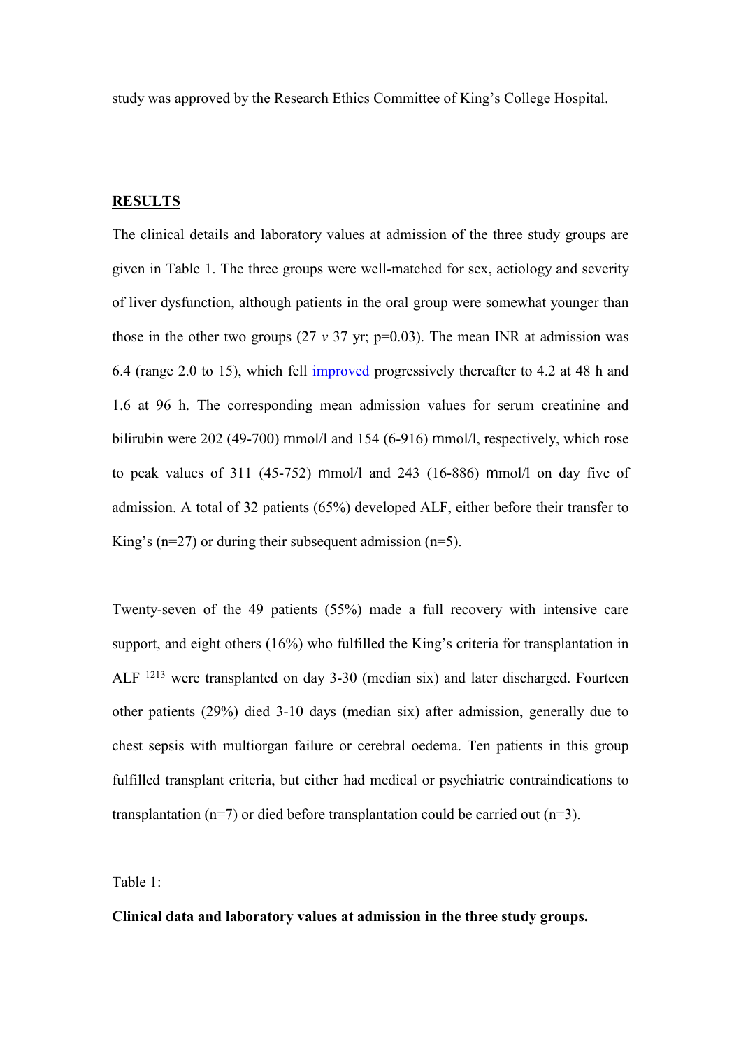study was approved by the Research Ethics Committee of King's College Hospital.

## RESULTS

The clinical details and laboratory values at admission of the three study groups are given in Table 1. The three groups were well-matched for sex, aetiology and severity of liver dysfunction, although patients in the oral group were somewhat younger than those in the other two groups (27 *v* 37 yr; p=0.03). The mean INR at admission was 6.4 (range 2.0 to 15), which fell improved progressively thereafter to 4.2 at 48 h and 1.6 at 96 h. The corresponding mean admission values for serum creatinine and bilirubin were 202 (49-700) mmol/l and 154 (6-916) mmol/l, respectively, which rose to peak values of 311 (45-752) mmol/l and 243 (16-886) mmol/l on day five of admission. A total of 32 patients (65%) developed ALF, either before their transfer to King's (n=27) or during their subsequent admission (n=5).

Twenty-seven of the 49 patients (55%) made a full recovery with intensive care support, and eight others (16%) who fulfilled the King's criteria for transplantation in ALF [12,13] were transplanted on day 3-30 (median six) and later discharged. Fourteen other patients (29%) died 3-10 days (median six) after admission, generally due to chest sepsis with multiorgan failure or cerebral oedema. Ten patients in this group fulfilled transplant criteria, but either had medical or psychiatric contraindications to transplantation (n=7) or died before transplantation could be carried out (n=3).

Table 1:

**Clinical data and laboratory values at admission in the three study groups.**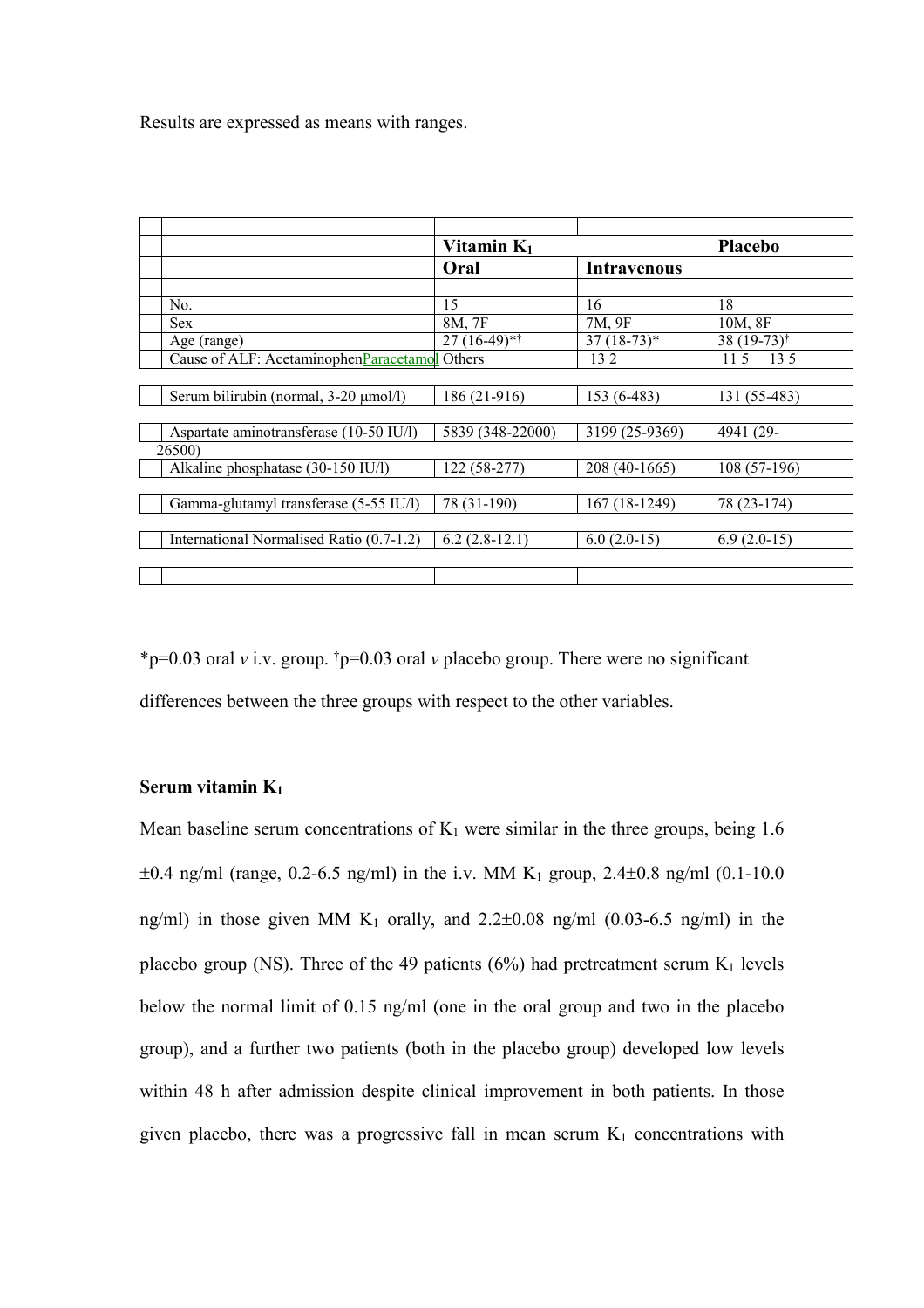Results are expressed as means with ranges.

| | Vitamin $K_1$ | | Placebo |
|---|---|---|---|
| | Oral | Intravenous | |
| No. | 15 | 16 | 18 |
| Sex | 8M, 7F | 7M, 9F | 10M, 8F |
| Age (range) | 27 (16-49)*† | 37 (18-73)* | 38 (19-73)† |
| Cause of ALF: AcetaminophenParacetamol Others | | 13 2 | 11 5 13 5 |
| Serum bilirubin (normal, 3-20 μmol/l) | 186 (21-916) | 153 (6-483) | 131 (55-483) |
| Aspartate aminotransferase (10-50 IU/l) | 5839 (348-22000) | 3199 (25-9369) | 4941 (29-26500) |
| Alkaline phosphatase (30-150 IU/l) | 122 (58-277) | 208 (40-1665) | 108 (57-196) |
| Gamma-glutamyl transferase (5-55 IU/l) | 78 (31-190) | 167 (18-1249) | 78 (23-174) |
| International Normalised Ratio (0.7-1.2) | 6.2 (2.8-12.1) | 6.0 (2.0-15) | 6.9 (2.0-15) |

*p=0.03 oral *v* i.v. group. †p=0.03 oral *v* placebo group. There were no significant differences between the three groups with respect to the other variables.

**Serum vitamin $K_1$**

Mean baseline serum concentrations of $K_1$ were similar in the three groups, being 1.6 ±0.4 ng/ml (range, 0.2-6.5 ng/ml) in the i.v. MM $K_1$ group, 2.4±0.8 ng/ml (0.1-10.0 ng/ml) in those given MM $K_1$ orally, and 2.2±0.08 ng/ml (0.03-6.5 ng/ml) in the placebo group (NS). Three of the 49 patients (6%) had pretreatment serum $K_1$ levels below the normal limit of 0.15 ng/ml (one in the oral group and two in the placebo group), and a further two patients (both in the placebo group) developed low levels within 48 h after admission despite clinical improvement in both patients. In those given placebo, there was a progressive fall in mean serum $K_1$ concentrations with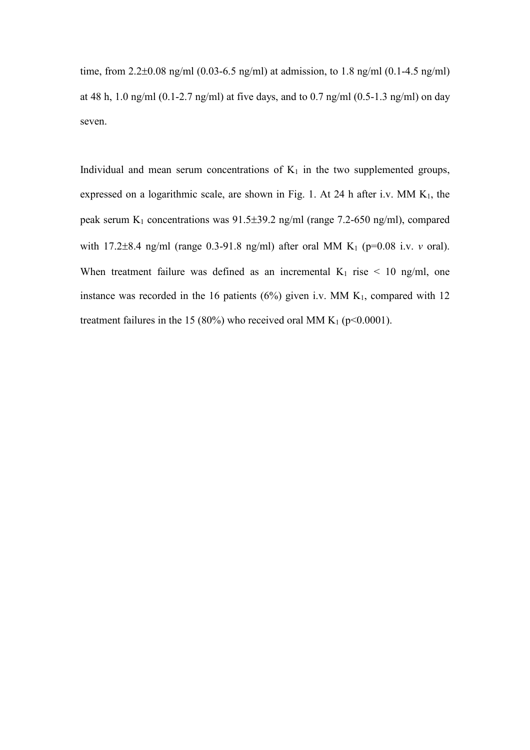time, from 2.2±0.08 ng/ml (0.03-6.5 ng/ml) at admission, to 1.8 ng/ml (0.1-4.5 ng/ml) at 48 h, 1.0 ng/ml (0.1-2.7 ng/ml) at five days, and to 0.7 ng/ml (0.5-1.3 ng/ml) on day seven.

Individual and mean serum concentrations of $K_1$ in the two supplemented groups, expressed on a logarithmic scale, are shown in Fig. 1. At 24 h after i.v. MM $K_1$, the peak serum $K_1$ concentrations was 91.5±39.2 ng/ml (range 7.2-650 ng/ml), compared with 17.2±8.4 ng/ml (range 0.3-91.8 ng/ml) after oral MM $K_1$ ($p=0.08$ i.v. *v* oral). When treatment failure was defined as an incremental $K_1$ rise < 10 ng/ml, one instance was recorded in the 16 patients (6%) given i.v. MM $K_1$, compared with 12 treatment failures in the 15 (80%) who received oral MM $K_1$ ($p<0.0001$).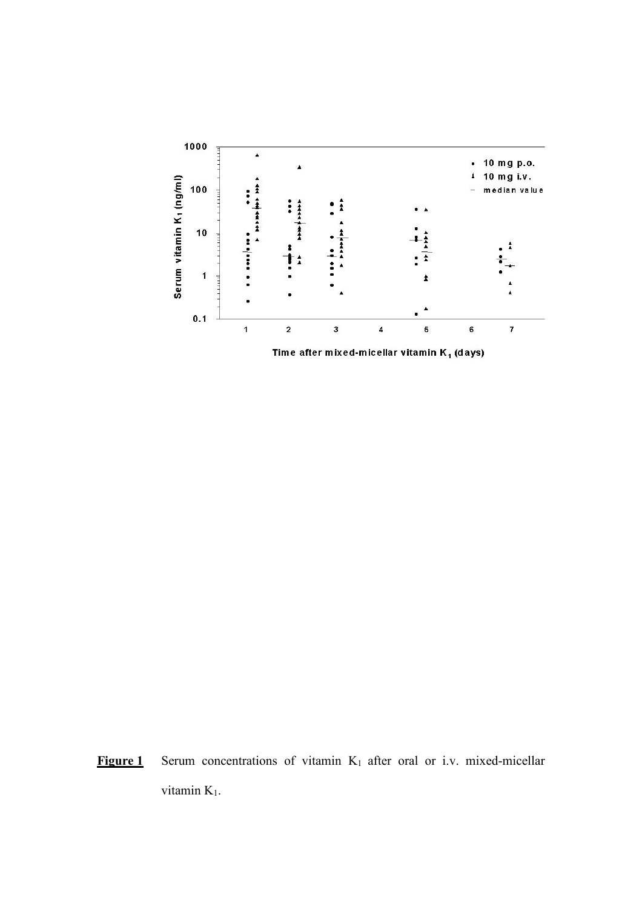**Figure 1** Serum concentrations of vitamin $K_1$ after oral or i.v. mixed-micellar vitamin $K_1$.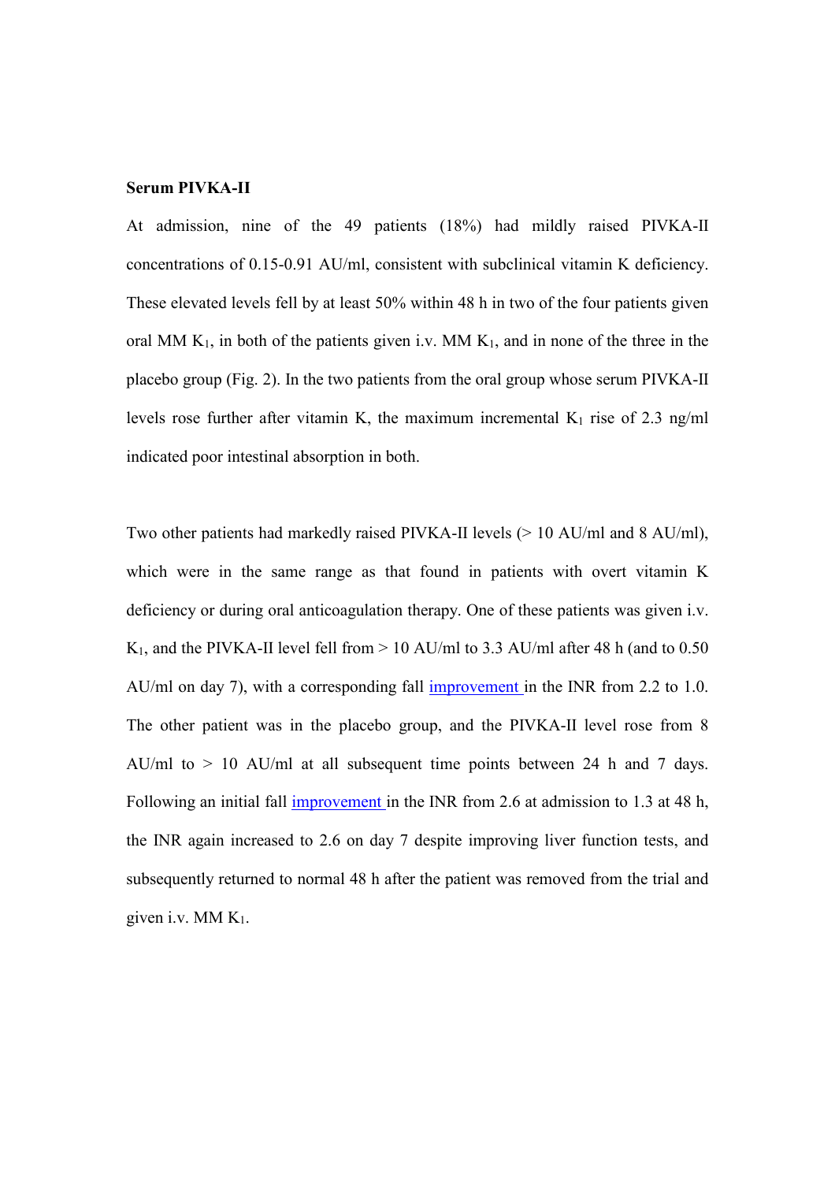**Serum PIVKA-II**

At admission, nine of the 49 patients (18%) had mildly raised PIVKA-II concentrations of 0.15-0.91 AU/ml, consistent with subclinical vitamin K deficiency. These elevated levels fell by at least 50% within 48 h in two of the four patients given oral MM $K_1$, in both of the patients given i.v. MM $K_1$, and in none of the three in the placebo group (Fig. 2). In the two patients from the oral group whose serum PIVKA-II levels rose further after vitamin K, the maximum incremental $K_1$ rise of 2.3 ng/ml indicated poor intestinal absorption in both.

Two other patients had markedly raised PIVKA-II levels (> 10 AU/ml and 8 AU/ml), which were in the same range as that found in patients with overt vitamin K deficiency or during oral anticoagulation therapy. One of these patients was given i.v. $K_1$, and the PIVKA-II level fell from > 10 AU/ml to 3.3 AU/ml after 48 h (and to 0.50 AU/ml on day 7), with a corresponding fall improvement in the INR from 2.2 to 1.0. The other patient was in the placebo group, and the PIVKA-II level rose from 8 AU/ml to > 10 AU/ml at all subsequent time points between 24 h and 7 days. Following an initial fall improvement in the INR from 2.6 at admission to 1.3 at 48 h, the INR again increased to 2.6 on day 7 despite improving liver function tests, and subsequently returned to normal 48 h after the patient was removed from the trial and given i.v. MM $K_1$.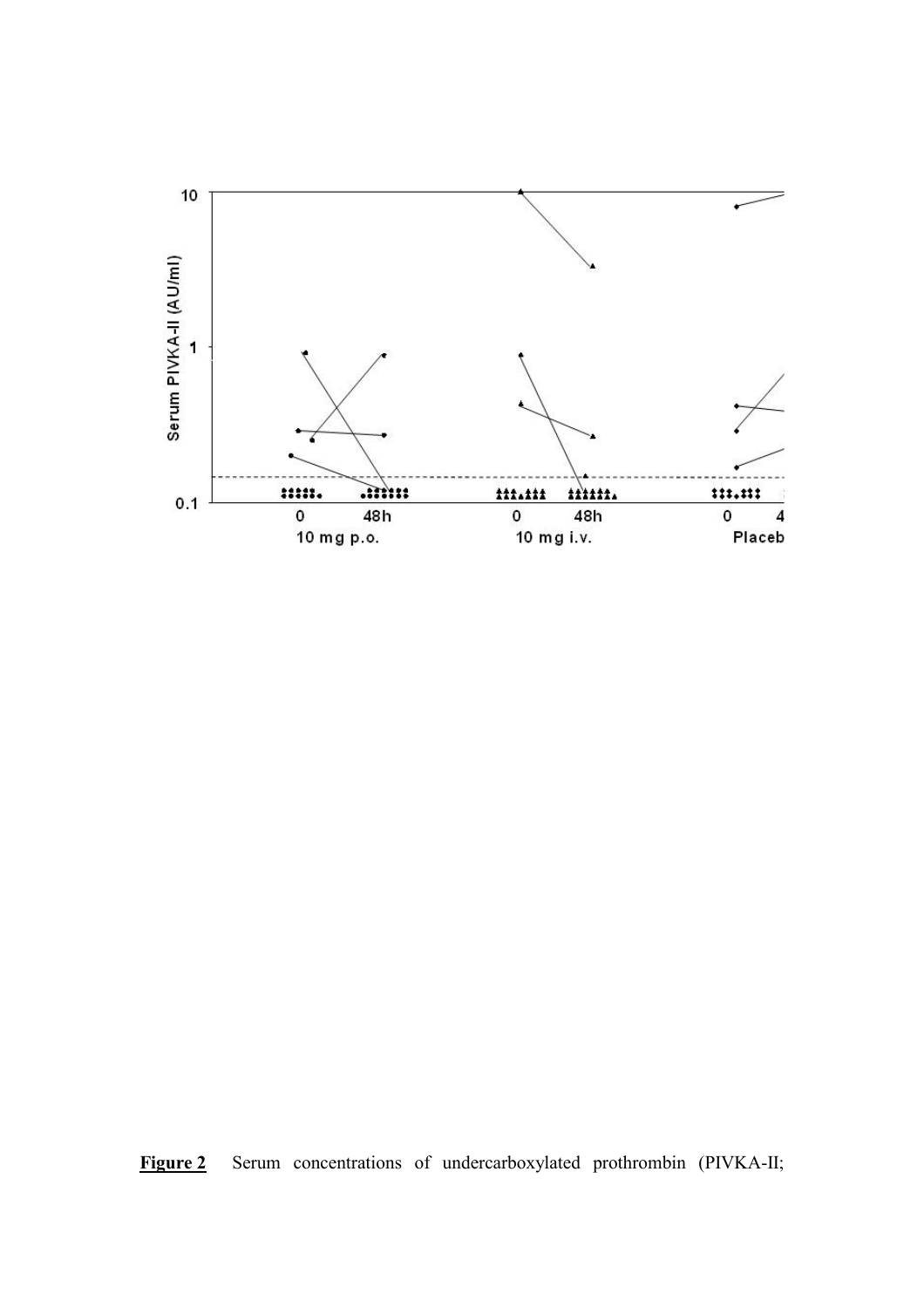**Figure 2** Serum concentrations of undercarboxylated prothrombin (PIVKA-II;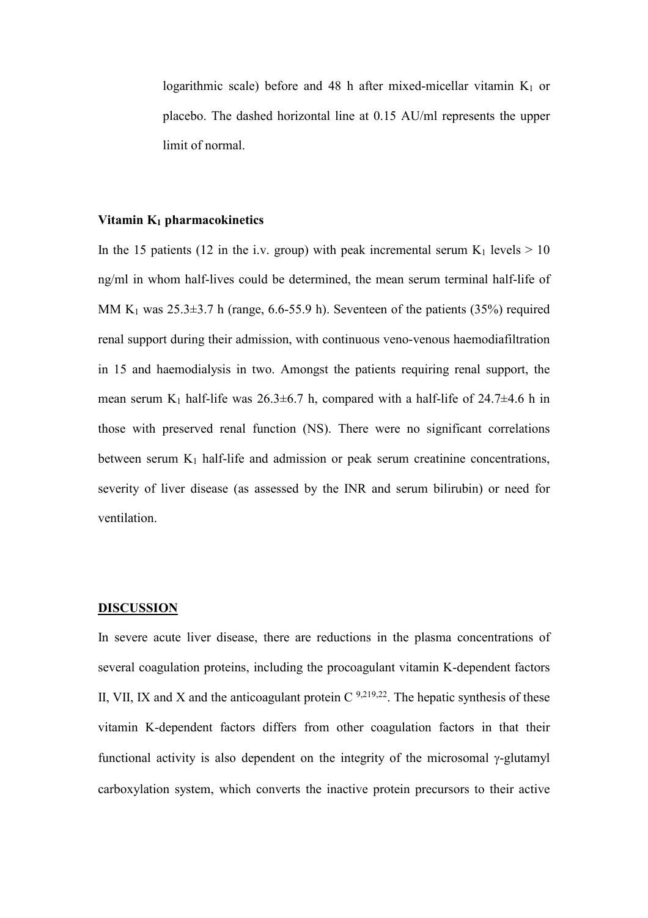logarithmic scale) before and 48 h after mixed-micellar vitamin $K_1$ or placebo. The dashed horizontal line at 0.15 AU/ml represents the upper limit of normal.

**Vitamin $K_1$ pharmacokinetics**

In the 15 patients (12 in the i.v. group) with peak incremental serum $K_1$ levels > 10 ng/ml in whom half-lives could be determined, the mean serum terminal half-life of MM $K_1$ was 25.3±3.7 h (range, 6.6-55.9 h). Seventeen of the patients (35%) required renal support during their admission, with continuous veno-venous haemodiafiltration in 15 and haemodialysis in two. Amongst the patients requiring renal support, the mean serum $K_1$ half-life was 26.3±6.7 h, compared with a half-life of 24.7±4.6 h in those with preserved renal function (NS). There were no significant correlations between serum $K_1$ half-life and admission or peak serum creatinine concentrations, severity of liver disease (as assessed by the INR and serum bilirubin) or need for ventilation.

## DISCUSSION

In severe acute liver disease, there are reductions in the plasma concentrations of several coagulation proteins, including the procoagulant vitamin K-dependent factors II, VII, IX and X and the anticoagulant protein C [9,219,22]. The hepatic synthesis of these vitamin K-dependent factors differs from other coagulation factors in that their functional activity is also dependent on the integrity of the microsomal γ-glutamyl carboxylation system, which converts the inactive protein precursors to their active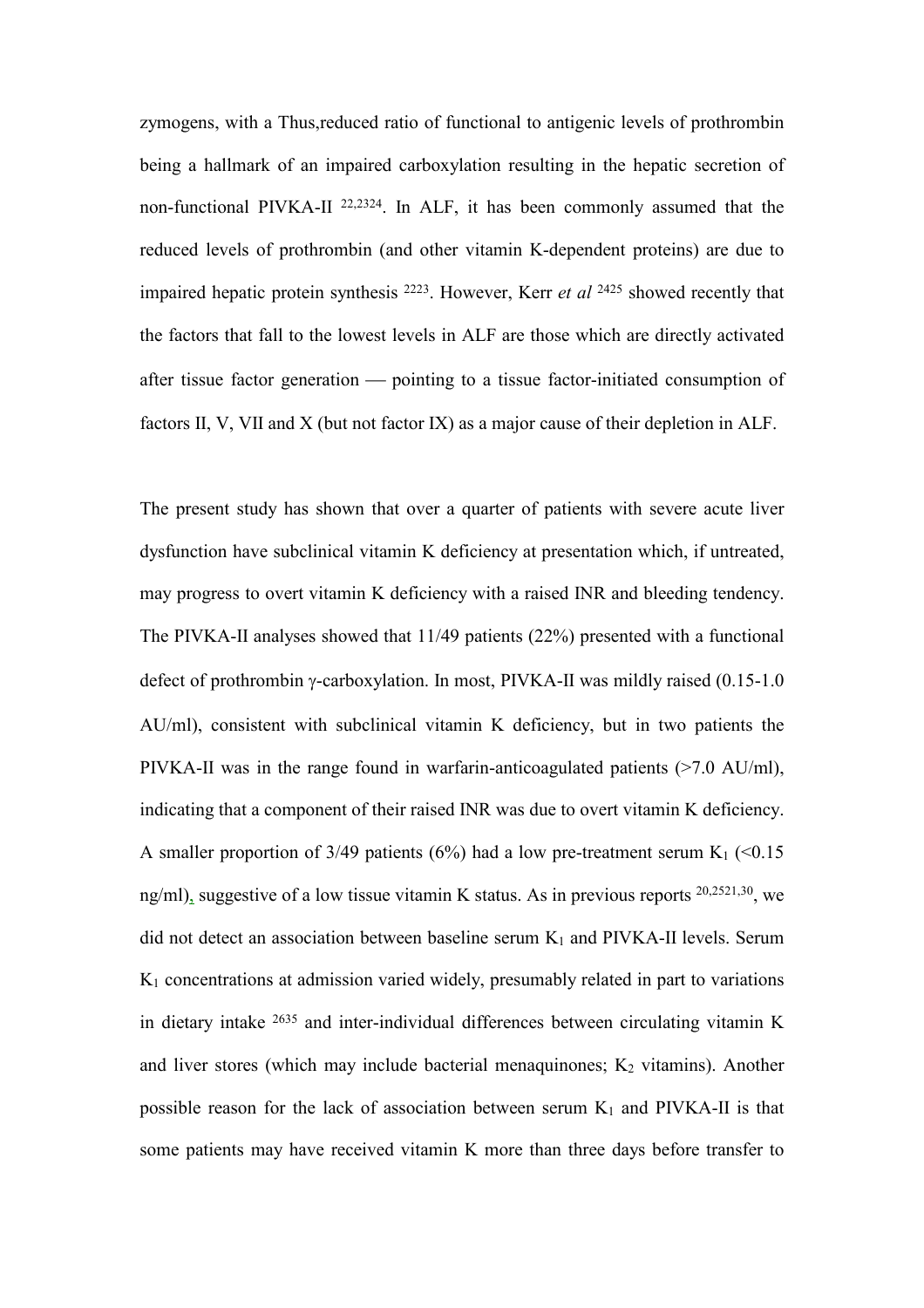zymogens, with a Thus,reduced ratio of functional to antigenic levels of prothrombin being a hallmark of an impaired carboxylation resulting in the hepatic secretion of non-functional PIVKA-II [22,2324]. In ALF, it has been commonly assumed that the reduced levels of prothrombin (and other vitamin K-dependent proteins) are due to impaired hepatic protein synthesis [2223]. However, Kerr *et al* [2425] showed recently that the factors that fall to the lowest levels in ALF are those which are directly activated after tissue factor generation — pointing to a tissue factor-initiated consumption of factors II, V, VII and X (but not factor IX) as a major cause of their depletion in ALF.

The present study has shown that over a quarter of patients with severe acute liver dysfunction have subclinical vitamin K deficiency at presentation which, if untreated, may progress to overt vitamin K deficiency with a raised INR and bleeding tendency. The PIVKA-II analyses showed that 11/49 patients (22%) presented with a functional defect of prothrombin γ-carboxylation. In most, PIVKA-II was mildly raised (0.15-1.0 AU/ml), consistent with subclinical vitamin K deficiency, but in two patients the PIVKA-II was in the range found in warfarin-anticoagulated patients (>7.0 AU/ml), indicating that a component of their raised INR was due to overt vitamin K deficiency. A smaller proportion of 3/49 patients (6%) had a low pre-treatment serum $K_1$ (<0.15 ng/ml), suggestive of a low tissue vitamin K status. As in previous reports [20,2521,30], we did not detect an association between baseline serum $K_1$ and PIVKA-II levels. Serum $K_1$ concentrations at admission varied widely, presumably related in part to variations in dietary intake [2635] and inter-individual differences between circulating vitamin K and liver stores (which may include bacterial menaquinones; $K_2$ vitamins). Another possible reason for the lack of association between serum $K_1$ and PIVKA-II is that some patients may have received vitamin K more than three days before transfer to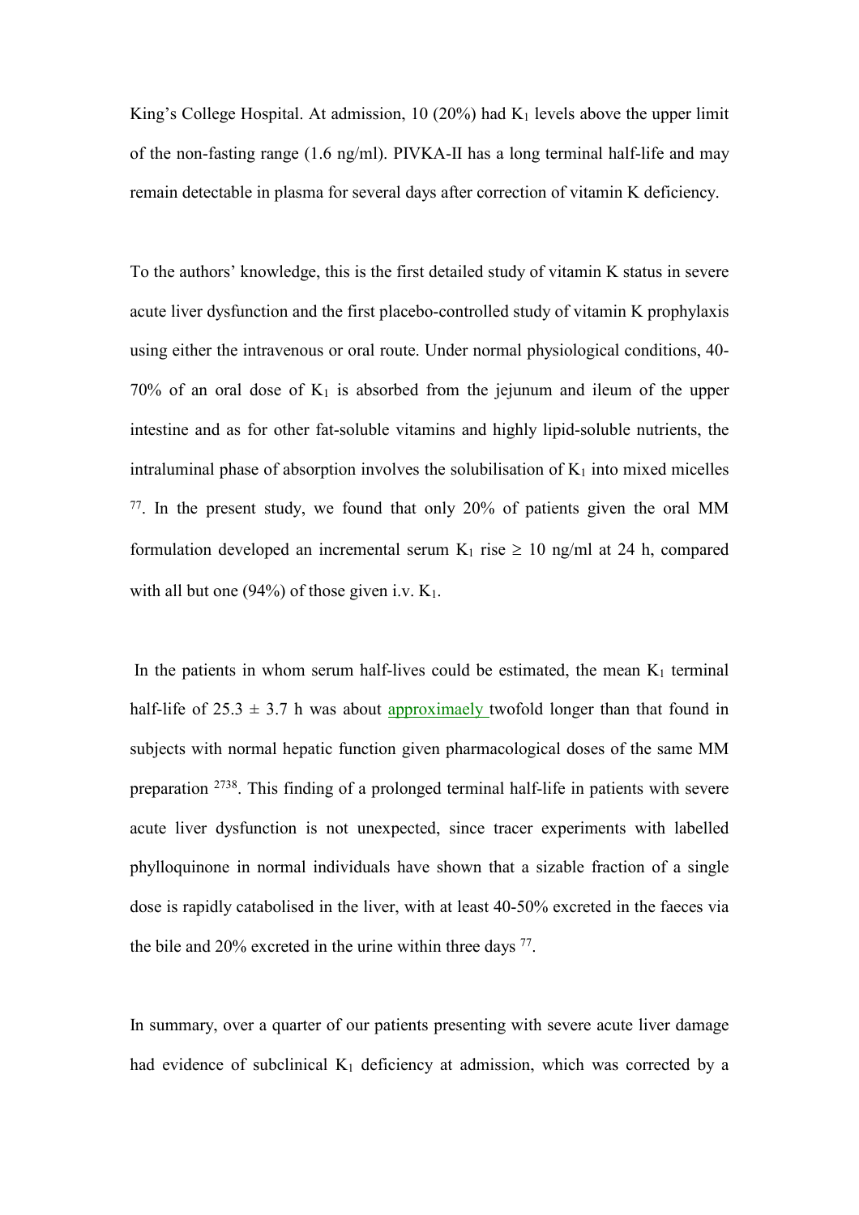King's College Hospital. At admission, 10 (20%) had $K_1$ levels above the upper limit of the non-fasting range (1.6 ng/ml). PIVKA-II has a long terminal half-life and may remain detectable in plasma for several days after correction of vitamin K deficiency.

To the authors' knowledge, this is the first detailed study of vitamin K status in severe acute liver dysfunction and the first placebo-controlled study of vitamin K prophylaxis using either the intravenous or oral route. Under normal physiological conditions, 40-70% of an oral dose of $K_1$ is absorbed from the jejunum and ileum of the upper intestine and as for other fat-soluble vitamins and highly lipid-soluble nutrients, the intraluminal phase of absorption involves the solubilisation of $K_1$ into mixed micelles [77]. In the present study, we found that only 20% of patients given the oral MM formulation developed an incremental serum $K_1$ rise $\geq$ 10 ng/ml at 24 h, compared with all but one (94%) of those given i.v. $K_1$.

In the patients in whom serum half-lives could be estimated, the mean $K_1$ terminal half-life of 25.3 $\pm$ 3.7 h was about approximaely twofold longer than that found in subjects with normal hepatic function given pharmacological doses of the same MM preparation [2738]. This finding of a prolonged terminal half-life in patients with severe acute liver dysfunction is not unexpected, since tracer experiments with labelled phylloquinone in normal individuals have shown that a sizable fraction of a single dose is rapidly catabolised in the liver, with at least 40-50% excreted in the faeces via the bile and 20% excreted in the urine within three days [77].

In summary, over a quarter of our patients presenting with severe acute liver damage had evidence of subclinical $K_1$ deficiency at admission, which was corrected by a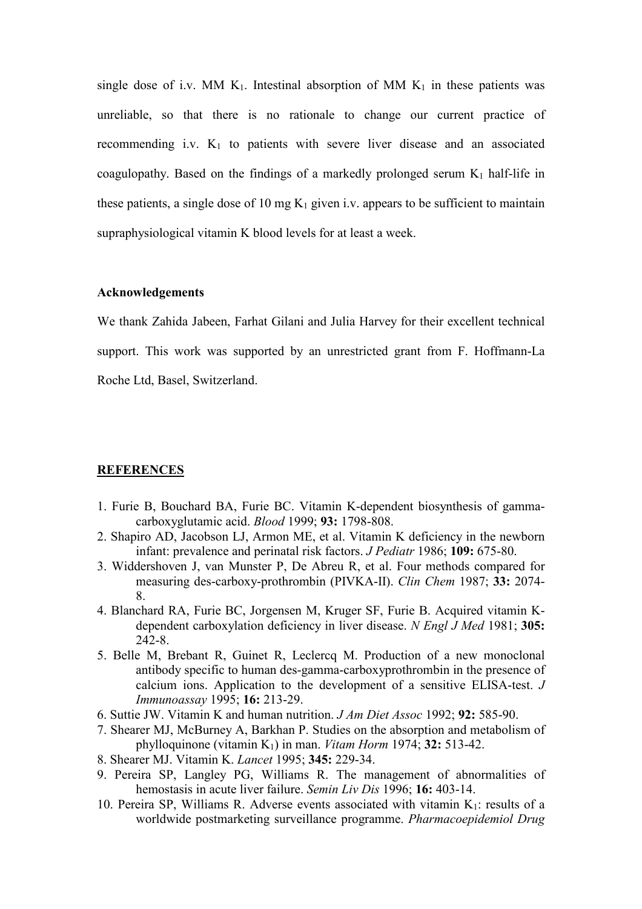single dose of i.v. MM $K_1$. Intestinal absorption of MM $K_1$ in these patients was unreliable, so that there is no rationale to change our current practice of recommending i.v. $K_1$ to patients with severe liver disease and an associated coagulopathy. Based on the findings of a markedly prolonged serum $K_1$ half-life in these patients, a single dose of 10 mg $K_1$ given i.v. appears to be sufficient to maintain supraphysiological vitamin K blood levels for at least a week.

**Acknowledgements**

We thank Zahida Jabeen, Farhat Gilani and Julia Harvey for their excellent technical support. This work was supported by an unrestricted grant from F. Hoffmann-La Roche Ltd, Basel, Switzerland.

## REFERENCES

1. Furie B, Bouchard BA, Furie BC. Vitamin K-dependent biosynthesis of gamma-carboxyglutamic acid. *Blood* 1999; **93:** 1798-808.
2. Shapiro AD, Jacobson LJ, Armon ME, et al. Vitamin K deficiency in the newborn infant: prevalence and perinatal risk factors. *J Pediatr* 1986; **109:** 675-80.
3. Widdershoven J, van Munster P, De Abreu R, et al. Four methods compared for measuring des-carboxy-prothrombin (PIVKA-II). *Clin Chem* 1987; **33:** 2074-8.
4. Blanchard RA, Furie BC, Jorgensen M, Kruger SF, Furie B. Acquired vitamin K-dependent carboxylation deficiency in liver disease. *N Engl J Med* 1981; **305:** 242-8.
5. Belle M, Brebant R, Guinet R, Leclercq M. Production of a new monoclonal antibody specific to human des-gamma-carboxyprothrombin in the presence of calcium ions. Application to the development of a sensitive ELISA-test. *J Immunoassay* 1995; **16:** 213-29.
6. Suttie JW. Vitamin K and human nutrition. *J Am Diet Assoc* 1992; **92:** 585-90.
7. Shearer MJ, McBurney A, Barkhan P. Studies on the absorption and metabolism of phylloquinone (vitamin $K_1$) in man. *Vitam Horm* 1974; **32:** 513-42.
8. Shearer MJ. Vitamin K. *Lancet* 1995; **345:** 229-34.
9. Pereira SP, Langley PG, Williams R. The management of abnormalities of hemostasis in acute liver failure. *Semin Liv Dis* 1996; **16:** 403-14.
10. Pereira SP, Williams R. Adverse events associated with vitamin $K_1$: results of a worldwide postmarketing surveillance programme. *Pharmacoepidemiol Drug*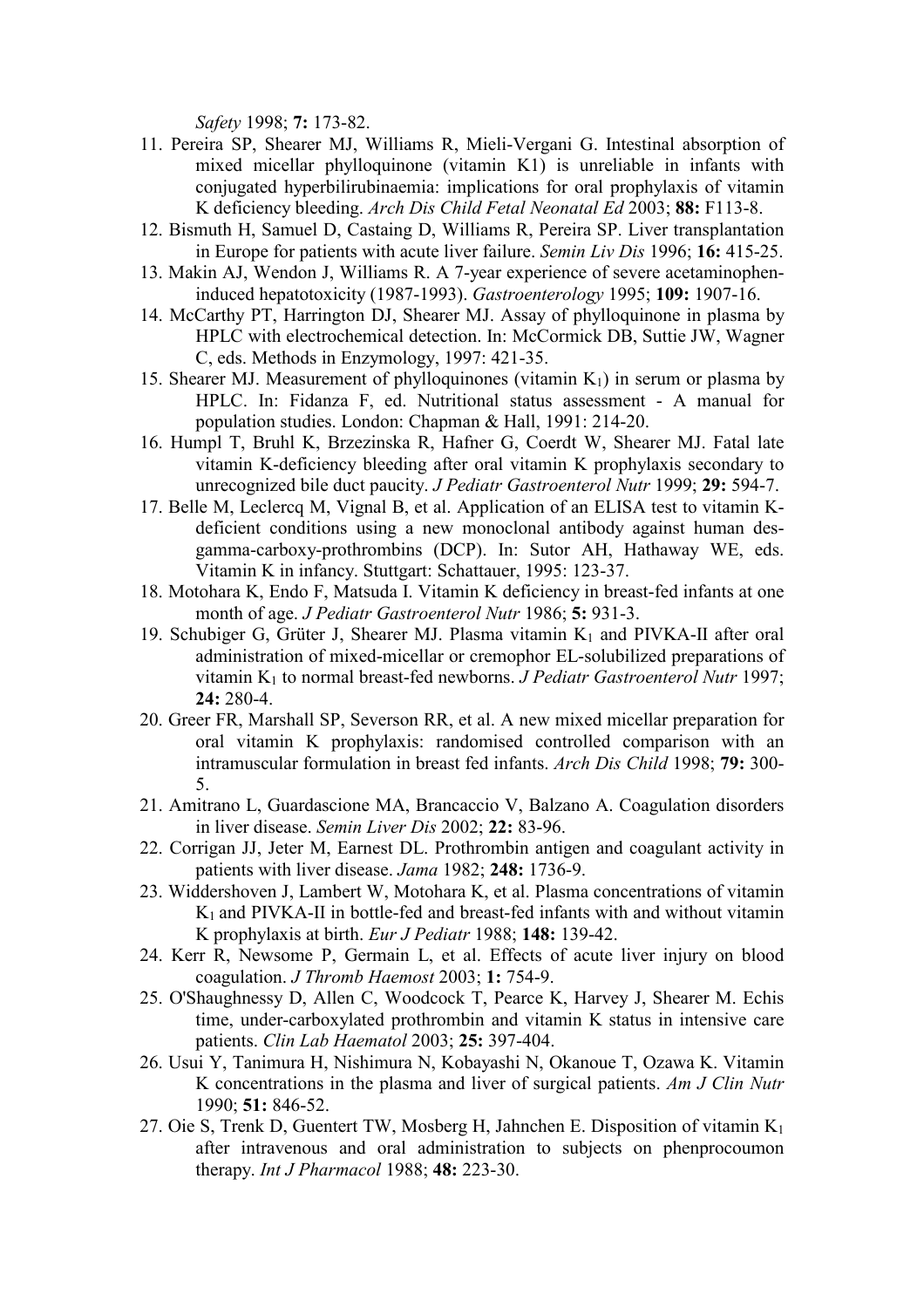*Safety* 1998; **7:** 173-82.

11. Pereira SP, Shearer MJ, Williams R, Mieli-Vergani G. Intestinal absorption of mixed micellar phylloquinone (vitamin K1) is unreliable in infants with conjugated hyperbilirubinaemia: implications for oral prophylaxis of vitamin K deficiency bleeding. *Arch Dis Child Fetal Neonatal Ed* 2003; **88:** F113-8.
12. Bismuth H, Samuel D, Castaing D, Williams R, Pereira SP. Liver transplantation in Europe for patients with acute liver failure. *Semin Liv Dis* 1996; **16:** 415-25.
13. Makin AJ, Wendon J, Williams R. A 7-year experience of severe acetaminophen-induced hepatotoxicity (1987-1993). *Gastroenterology* 1995; **109:** 1907-16.
14. McCarthy PT, Harrington DJ, Shearer MJ. Assay of phylloquinone in plasma by HPLC with electrochemical detection. In: McCormick DB, Suttie JW, Wagner C, eds. Methods in Enzymology, 1997: 421-35.
15. Shearer MJ. Measurement of phylloquinones (vitamin $K_1$) in serum or plasma by HPLC. In: Fidanza F, ed. Nutritional status assessment - A manual for population studies. London: Chapman & Hall, 1991: 214-20.
16. Humpl T, Bruhl K, Brzezinska R, Hafner G, Coerdt W, Shearer MJ. Fatal late vitamin K-deficiency bleeding after oral vitamin K prophylaxis secondary to unrecognized bile duct paucity. *J Pediatr Gastroenterol Nutr* 1999; **29:** 594-7.
17. Belle M, Leclercq M, Vignal B, et al. Application of an ELISA test to vitamin K-deficient conditions using a new monoclonal antibody against human des-gamma-carboxy-prothrombins (DCP). In: Sutor AH, Hathaway WE, eds. Vitamin K in infancy. Stuttgart: Schattauer, 1995: 123-37.
18. Motohara K, Endo F, Matsuda I. Vitamin K deficiency in breast-fed infants at one month of age. *J Pediatr Gastroenterol Nutr* 1986; **5:** 931-3.
19. Schubiger G, Grüter J, Shearer MJ. Plasma vitamin $K_1$ and PIVKA-II after oral administration of mixed-micellar or cremophor EL-solubilized preparations of vitamin $K_1$ to normal breast-fed newborns. *J Pediatr Gastroenterol Nutr* 1997; **24:** 280-4.
20. Greer FR, Marshall SP, Severson RR, et al. A new mixed micellar preparation for oral vitamin K prophylaxis: randomised controlled comparison with an intramuscular formulation in breast fed infants. *Arch Dis Child* 1998; **79:** 300-5.
21. Amitrano L, Guardascione MA, Brancaccio V, Balzano A. Coagulation disorders in liver disease. *Semin Liver Dis* 2002; **22:** 83-96.
22. Corrigan JJ, Jeter M, Earnest DL. Prothrombin antigen and coagulant activity in patients with liver disease. *Jama* 1982; **248:** 1736-9.
23. Widdershoven J, Lambert W, Motohara K, et al. Plasma concentrations of vitamin $K_1$ and PIVKA-II in bottle-fed and breast-fed infants with and without vitamin K prophylaxis at birth. *Eur J Pediatr* 1988; **148:** 139-42.
24. Kerr R, Newsome P, Germain L, et al. Effects of acute liver injury on blood coagulation. *J Thromb Haemost* 2003; **1:** 754-9.
25. O'Shaughnessy D, Allen C, Woodcock T, Pearce K, Harvey J, Shearer M. Echis time, under-carboxylated prothrombin and vitamin K status in intensive care patients. *Clin Lab Haematol* 2003; **25:** 397-404.
26. Usui Y, Tanimura H, Nishimura N, Kobayashi N, Okanoue T, Ozawa K. Vitamin K concentrations in the plasma and liver of surgical patients. *Am J Clin Nutr* 1990; **51:** 846-52.
27. Oie S, Trenk D, Guentert TW, Mosberg H, Jahnchen E. Disposition of vitamin $K_1$ after intravenous and oral administration to subjects on phenprocoumon therapy. *Int J Pharmacol* 1988; **48:** 223-30.